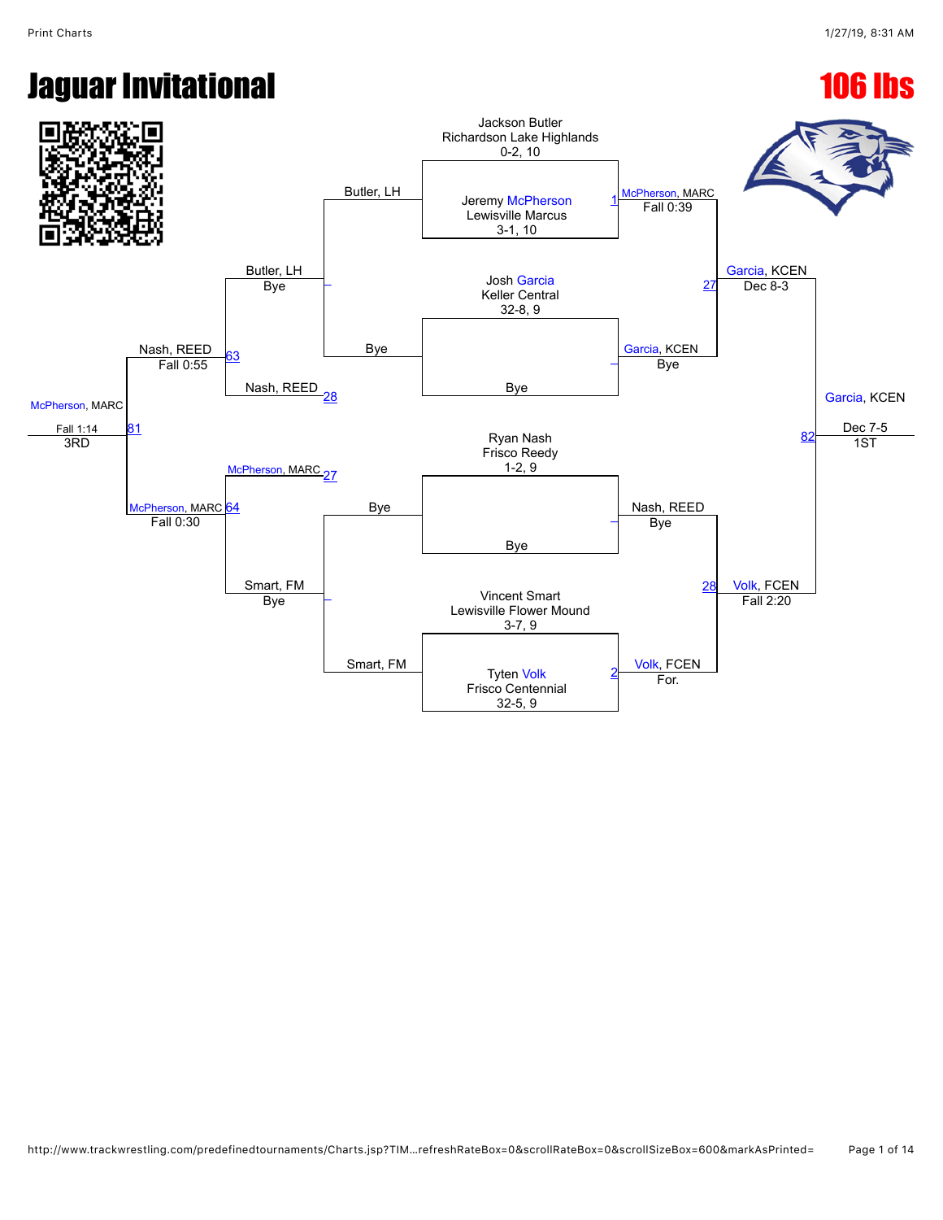# Jaguar Invitational

## 106 lbs

### Championship Bracket

**Seeded Entrants**

- Jackson Butler, Richardson Lake Highlands, 0-2, 10
- Jeremy McPherson, Lewisville Marcus, 3-1, 10
- Josh Garcia, Keller Central, 32-8, 9
- Bye
- Ryan Nash, Frisco Reedy, 1-2, 9
- Bye
- Vincent Smart, Lewisville Flower Mound, 3-7, 9
- Tyten Volk, Frisco Centennial, 32-5, 9

**First Round**

- Match 1: McPherson, MARC — Fall 0:39
- Garcia, KCEN — Bye
- Nash, REED — Bye
- Match 2: Volk, FCEN — For.

**Semifinals**

- Match 27: Garcia, KCEN — Dec 8-3
- Match 28: Volk, FCEN — Fall 2:20

**Final**

- Match 82: Garcia, KCEN — Dec 7-5 — 1ST

### Consolation Bracket

**Consolation First Round**

- Butler, LH vs Bye → Butler, LH — Bye
- Bye vs Smart, FM → Smart, FM — Bye

**Consolation Second Round**

- Butler, LH vs Nash, REED (28) → Match 63: Nash, REED — Fall 0:55
- McPherson, MARC (27) vs Smart, FM → Match 64: McPherson, MARC — Fall 0:30

**3rd Place**

- Match 81: McPherson, MARC — Fall 1:14 — 3RD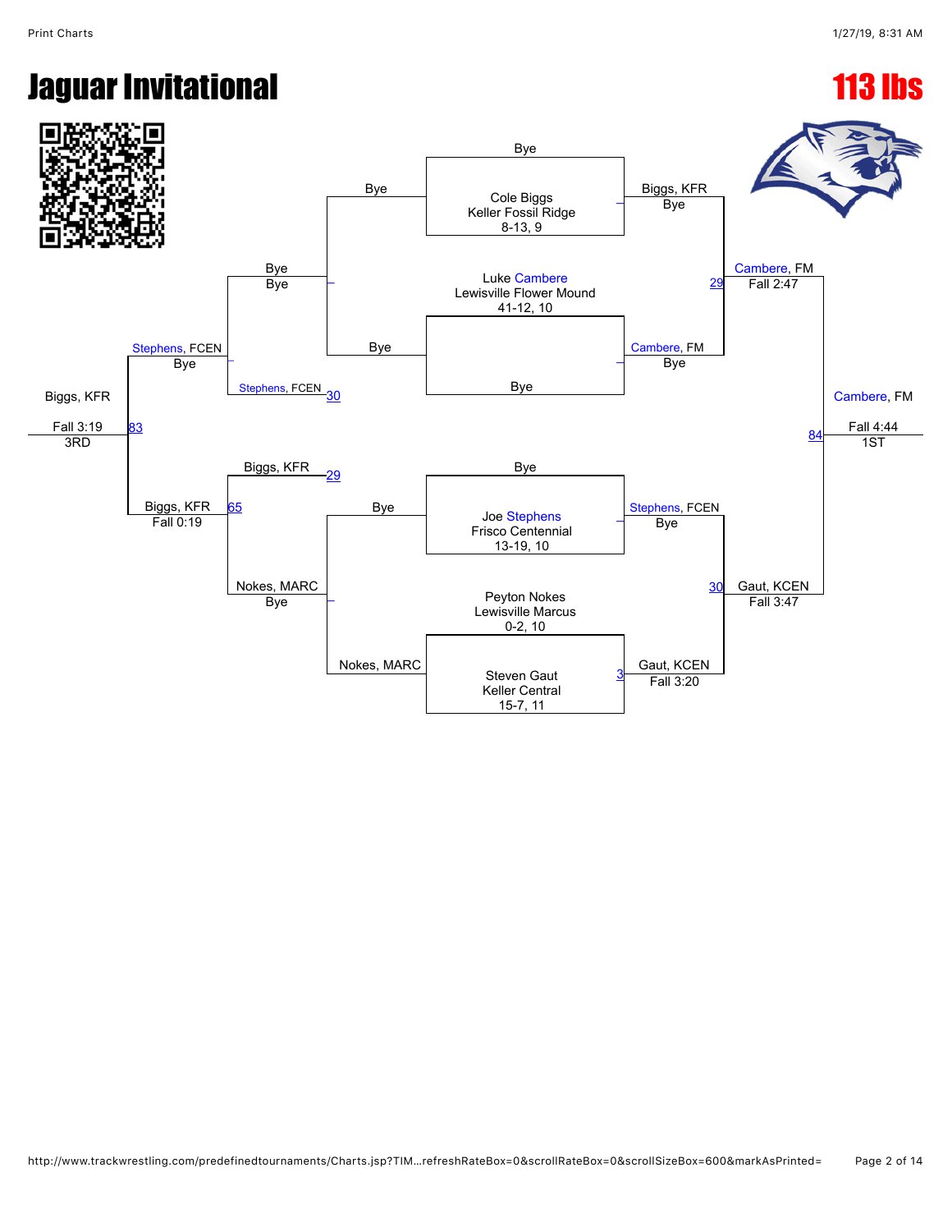# Jaguar Invitational

## 113 lbs

### Championship Bracket

**Entrants:**
- Cole Biggs, Keller Fossil Ridge, 8-13, 9
- Luke Cambere, Lewisville Flower Mound, 41-12, 10
- Joe Stephens, Frisco Centennial, 13-19, 10
- Peyton Nokes, Lewisville Marcus, 0-2, 10
- Steven Gaut, Keller Central, 15-7, 11

**Right side:**
- Bye vs. Cole Biggs — Biggs, KFR (Bye)
- Luke Cambere vs. Bye — Cambere, FM (Bye)
- Bout 29: Biggs, KFR vs. Cambere, FM — Cambere, FM (Fall 2:47)
- Bye vs. Joe Stephens — Stephens, FCEN (Bye)
- Bout 3: Peyton Nokes vs. Steven Gaut — Gaut, KCEN (Fall 3:20)
- Bout 30: Stephens, FCEN vs. Gaut, KCEN — Gaut, KCEN (Fall 3:47)
- Bout 84: Cambere, FM vs. Gaut, KCEN — **Cambere, FM (Fall 4:44) — 1ST**

### Consolation Bracket

**Left side:**
- Bye vs. Bye — Bye
- Bye vs. Bye — Bye (Bye)
- Bout 30: Bye vs. Stephens, FCEN — Stephens, FCEN (Bye)
- Bye vs. Nokes, MARC — Nokes, MARC (Bye)
- Bout 65: Biggs, KFR (29) vs. Nokes, MARC — Biggs, KFR (Fall 0:19)
- Bout 83: Stephens, FCEN vs. Biggs, KFR — **Biggs, KFR (Fall 3:19) — 3RD**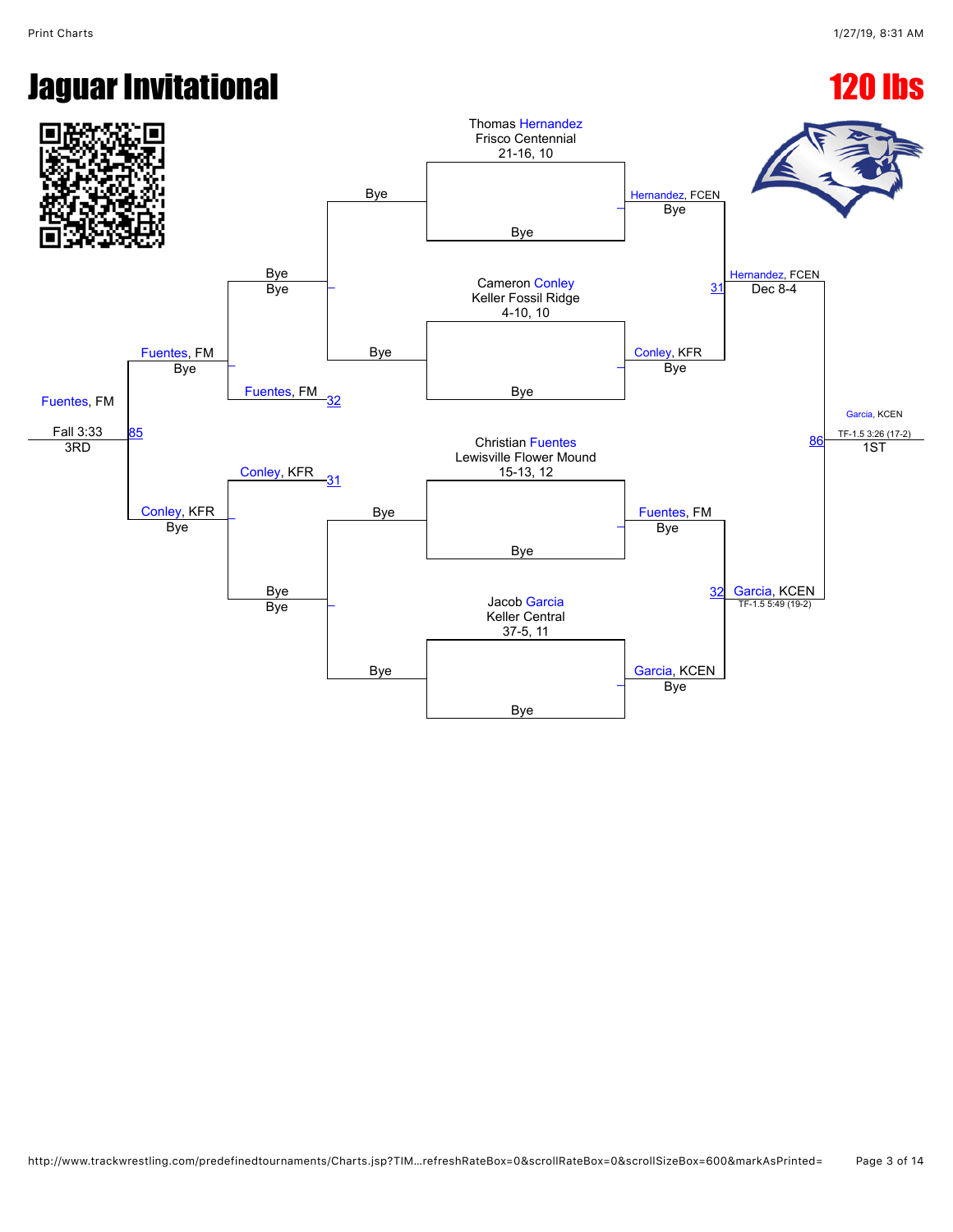# Jaguar Invitational

# 120 lbs

**Championship Bracket**

Thomas Hernandez
Frisco Centennial
21-16, 10

- Bye vs Bye
- Hernandez, FCEN — Bye

Cameron Conley
Keller Fossil Ridge
4-10, 10

- Bye vs Bye
- Conley, KFR — Bye

Match 31: Hernandez, FCEN — Dec 8-4

Christian Fuentes
Lewisville Flower Mound
15-13, 12

- Bye vs Bye
- Fuentes, FM — Bye

Jacob Garcia
Keller Central
37-5, 11

- Bye vs Bye
- Garcia, KCEN — Bye

Match 32: Garcia, KCEN — TF-1.5 5:49 (19-2)

Match 86: Garcia, KCEN — TF-1.5 3:26 (17-2) — 1ST

**Consolation Bracket**

- Bye vs Bye — Bye
- Match 32: Fuentes, FM
- Fuentes, FM — Bye

- Match 31: Conley, KFR
- Bye vs Bye — Bye
- Conley, KFR — Bye

Match 85: Fuentes, FM — Fall 3:33 — 3RD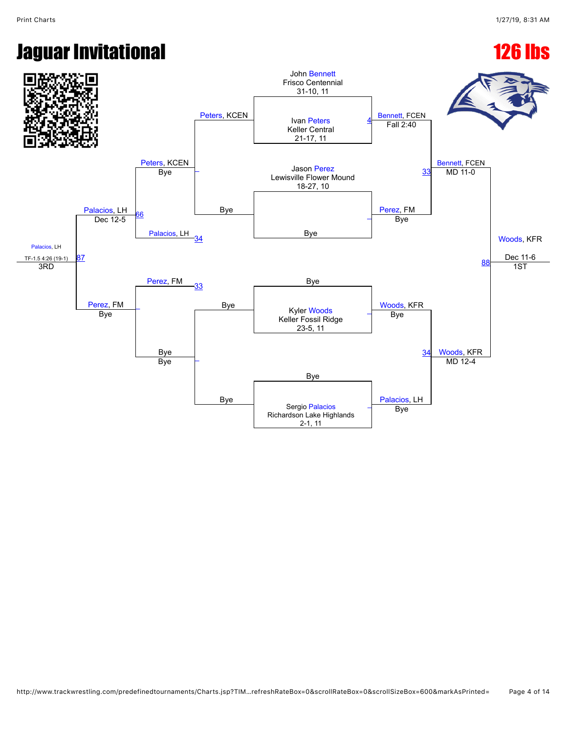# Jaguar Invitational

## 126 lbs

**Championship Bracket**

| Wrestler | Team | Record |
|---|---|---|
| John Bennett | Frisco Centennial | 31-10, 11 |
| Ivan Peters | Keller Central | 21-17, 11 |
| Jason Perez | Lewisville Flower Mound | 18-27, 10 |
| Bye | | |
| Bye | | |
| Kyler Woods | Keller Fossil Ridge | 23-5, 11 |
| Bye | | |
| Sergio Palacios | Richardson Lake Highlands | 2-1, 11 |

**First Round**

- Match 4: Bennett, FCEN — Fall 2:40
- Perez, FM — Bye
- Woods, KFR — Bye
- Palacios, LH — Bye

**Semifinals**

- Match 33: Bennett, FCEN — MD 11-0
- Match 34: Woods, KFR — MD 12-4

**Final**

- Match 88: Woods, KFR — Dec 11-6 — 1ST

**Consolation Bracket**

- Peters, KCEN — Bye
- Palacios, LH
- Perez, FM
- Bye — Bye
- Match 34: Palacios, LH
- Match 33: Perez, FM
- Match 66: Palacios, LH — Dec 12-5
- Perez, FM — Bye
- Match 87: Palacios, LH — TF-1.5 4:26 (19-1) — 3RD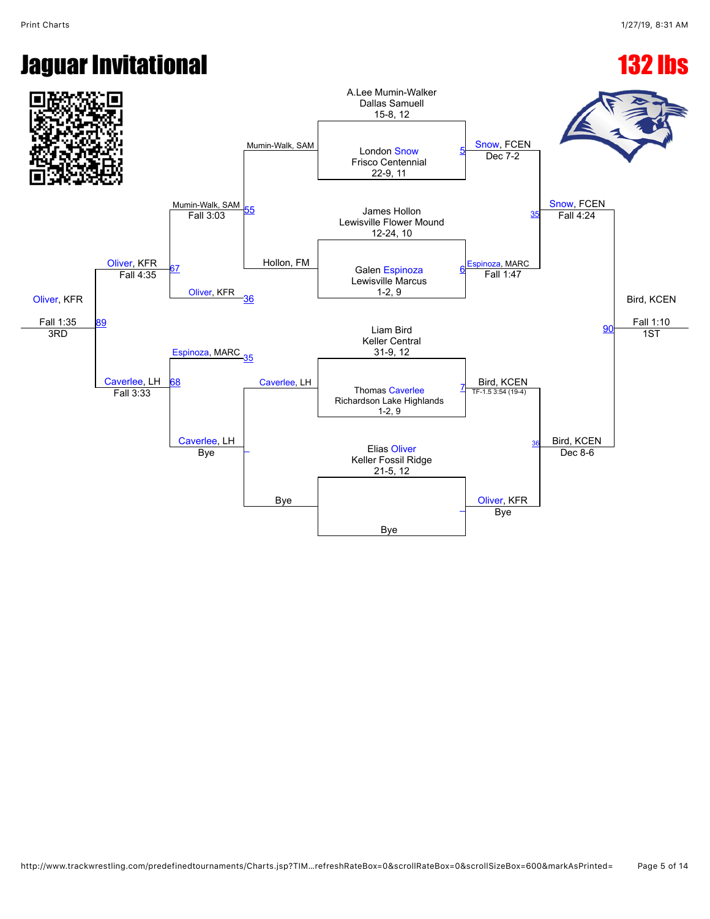# Jaguar Invitational

## 132 lbs

**Championship Bracket**

A.Lee Mumin-Walker
Dallas Samuell
15-8, 12

London Snow
Frisco Centennial
22-9, 11

James Hollon
Lewisville Flower Mound
12-24, 10

Galen Espinoza
Lewisville Marcus
1-2, 9

Liam Bird
Keller Central
31-9, 12

Thomas Caverlee
Richardson Lake Highlands
1-2, 9

Elias Oliver
Keller Fossil Ridge
21-5, 12

Bye

| Match | Winner | Result |
|---|---|---|
| 5 | Snow, FCEN | Dec 7-2 |
| 6 | Espinoza, MARC | Fall 1:47 |
| 7 | Bird, KCEN | TF-1.5 3:54 (19-4) |
| – | Oliver, KFR | Bye |
| 35 | Snow, FCEN | Fall 4:24 |
| 36 | Bird, KCEN | Dec 8-6 |
| 90 | Bird, KCEN | Fall 1:10 — 1ST |

**Consolation Bracket**

| Match | Competitors | Winner | Result |
|---|---|---|---|
| 55 | Mumin-Walker, SAM vs. Hollon, FM | Mumin-Walker, SAM | Fall 3:03 |
| – | Caverlee, LH vs. Bye | Caverlee, LH | Bye |
| 67 | Mumin-Walker, SAM vs. Oliver, KFR | Oliver, KFR | Fall 4:35 |
| 68 | Espinoza, MARC vs. Caverlee, LH | Caverlee, LH | Fall 3:33 |
| 89 | Oliver, KFR vs. Caverlee, LH | Oliver, KFR | Fall 1:35 — 3RD |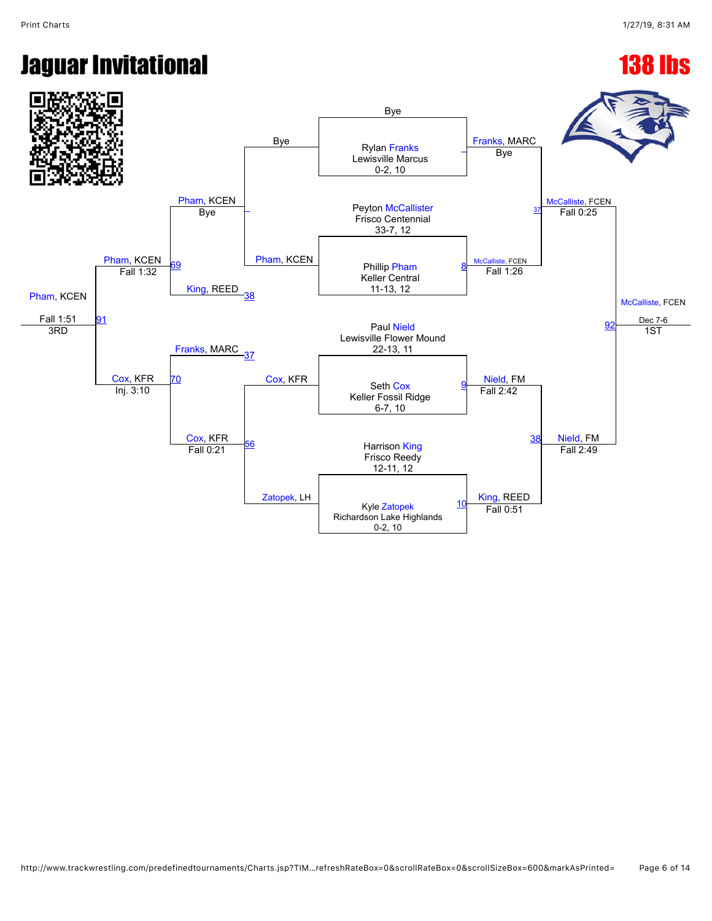# Jaguar Invitational

## 138 lbs

### Championship Bracket

**Round 1 (Wrestlers)**

| Wrestler | School | Record, Grade |
| --- | --- | --- |
| Rylan Franks | Lewisville Marcus | 0-2, 10 |
| Peyton McCallister | Frisco Centennial | 33-7, 12 |
| Phillip Pham | Keller Central | 11-13, 12 |
| Paul Nield | Lewisville Flower Mound | 22-13, 11 |
| Seth Cox | Keller Fossil Ridge | 6-7, 10 |
| Harrison King | Frisco Reedy | 12-11, 12 |
| Kyle Zatopek | Richardson Lake Highlands | 0-2, 10 |

**Quarterfinals**

- Franks, MARC — Bye
- McCalliste, FCEN — Fall 1:26 (8)
- Nield, FM — Fall 2:42 (9)
- King, REED — Fall 0:51 (10)

**Semifinals**

- McCalliste, FCEN — Fall 0:25 (37)
- Nield, FM — Fall 2:49 (38)

**Final**

- McCalliste, FCEN — Dec 7-6 (92) — 1ST

### Consolation Bracket

- Bye
- Bye
- Pham, KCEN
- Cox, KFR
- Zatopek, LH

**Consolation Round 2**

- Pham, KCEN — Bye
- King, REED (38)
- Franks, MARC (37)
- Cox, KFR — Fall 0:21 (56)

**Consolation Semifinals**

- Pham, KCEN — Fall 1:32 (69)
- Cox, KFR — Inj. 3:10 (70)

**3rd Place**

- Pham, KCEN — Fall 1:51 (91) — 3RD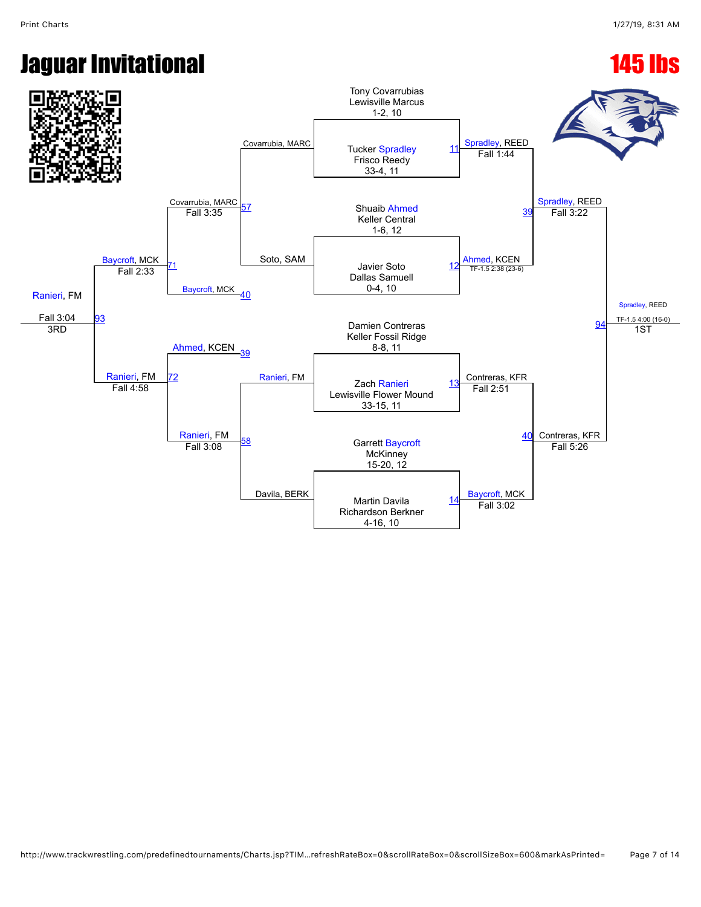# Jaguar Invitational

## 145 lbs

### Championship Bracket

**First Round**

- Match 11: Tony Covarrubias, Lewisville Marcus, 1-2, 10 vs. Tucker Spradley, Frisco Reedy, 33-4, 11 — Spradley, REED, Fall 1:44
- Match 12: Shuaib Ahmed, Keller Central, 1-6, 12 vs. Javier Soto, Dallas Samuell, 0-4, 10 — Ahmed, KCEN, TF-1.5 2:38 (23-6)
- Match 13: Damien Contreras, Keller Fossil Ridge, 8-8, 11 vs. Zach Ranieri, Lewisville Flower Mound, 33-15, 11 — Contreras, KFR, Fall 2:51
- Match 14: Garrett Baycroft, McKinney, 15-20, 12 vs. Martin Davila, Richardson Berkner, 4-16, 10 — Baycroft, MCK, Fall 3:02

**Semifinals**

- Match 39: Spradley, REED vs. Ahmed, KCEN — Spradley, REED, Fall 3:22
- Match 40: Contreras, KFR vs. Baycroft, MCK — Contreras, KFR, Fall 5:26

**Final**

- Match 94: Spradley, REED vs. Contreras, KFR — Spradley, REED, TF-1.5 4:00 (16-0) — 1ST

### Consolation Bracket

**Consolation Round 1**

- Match 57: Covarrubia, MARC vs. Soto, SAM — Covarrubia, MARC, Fall 3:35
- Match 58: Ranieri, FM vs. Davila, BERK — Ranieri, FM, Fall 3:08

**Consolation Semifinals**

- Match 71: Covarrubia, MARC vs. Baycroft, MCK (40) — Baycroft, MCK, Fall 2:33
- Match 72: Ahmed, KCEN (39) vs. Ranieri, FM — Ranieri, FM, Fall 4:58

**3rd Place**

- Match 93: Baycroft, MCK vs. Ranieri, FM — Ranieri, FM, Fall 3:04 — 3RD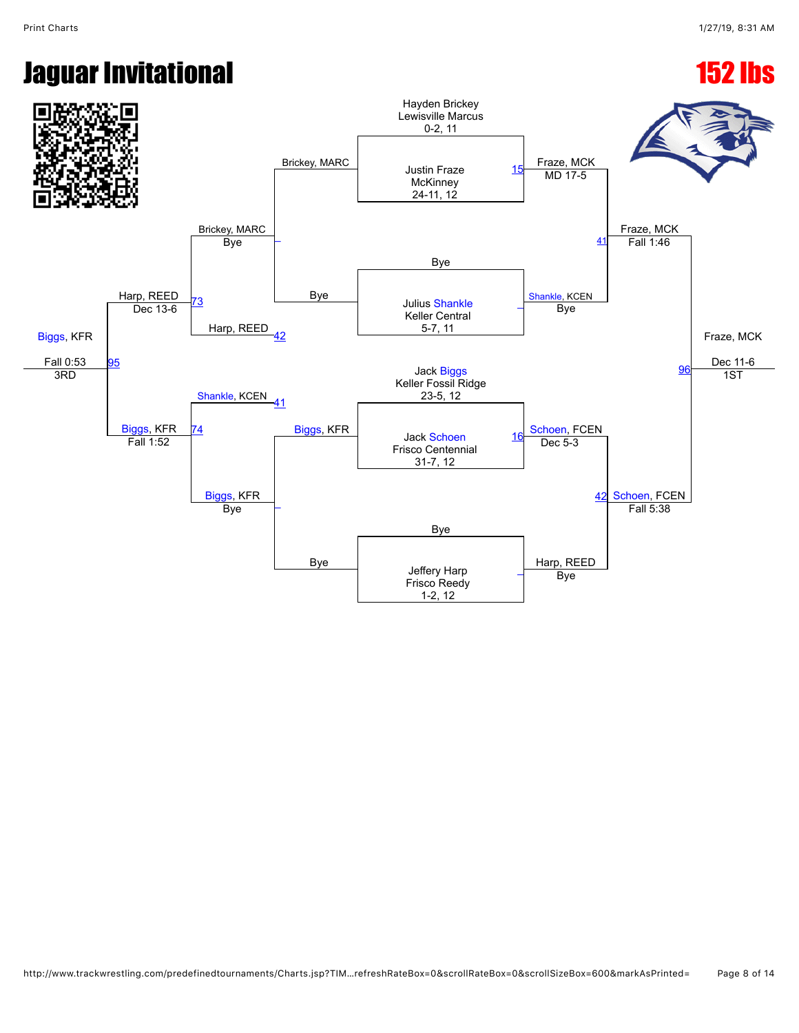# Jaguar Invitational

# 152 lbs

## First Round

- Hayden Brickey, Lewisville Marcus, 0-2, 11 vs. Justin Fraze, McKinney, 24-11, 12 (Match 15) — Fraze, MCK, MD 17-5
- Bye vs. Julius Shankle, Keller Central, 5-7, 11 — Shankle, KCEN, Bye
- Jack Biggs, Keller Fossil Ridge, 23-5, 12 vs. Jack Schoen, Frisco Centennial, 31-7, 12 (Match 16) — Schoen, FCEN, Dec 5-3
- Bye vs. Jeffery Harp, Frisco Reedy, 1-2, 12 — Harp, REED, Bye

## Championship Semifinals

- Fraze, MCK vs. Shankle, KCEN (Match 41) — Fraze, MCK, Fall 1:46
- Schoen, FCEN vs. Harp, REED (Match 42) — Schoen, FCEN, Fall 5:38

## Championship Final

- Fraze, MCK vs. Schoen, FCEN (Match 96) — Fraze, MCK, Dec 11-6, 1ST

## Consolation Bracket

- Brickey, MARC vs. Bye — Brickey, MARC, Bye
- Biggs, KFR vs. Bye — Biggs, KFR, Bye
- Brickey, MARC vs. Harp, REED (Match 73) — Harp, REED, Dec 13-6
- Shankle, KCEN vs. Biggs, KFR (Match 74) — Biggs, KFR, Fall 1:52
- Harp, REED vs. Biggs, KFR (Match 95) — Biggs, KFR, Fall 0:53, 3RD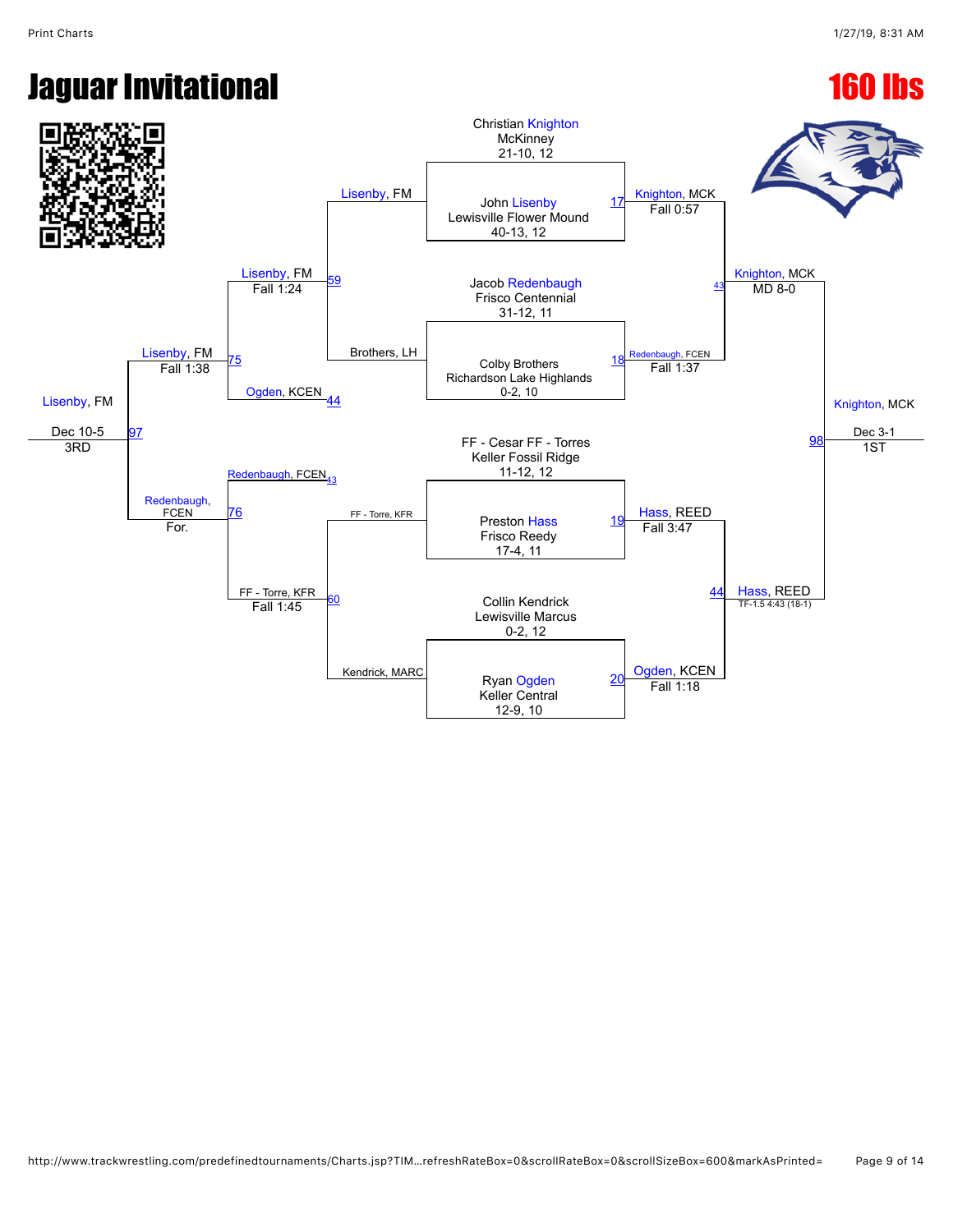# Jaguar Invitational

## 160 lbs

### Championship Bracket

**First Round**

- Christian Knighton, McKinney, 21-10, 12 vs. John Lisenby, Lewisville Flower Mound, 40-13, 12 — Match 17: Knighton, MCK, Fall 0:57
- Jacob Redenbaugh, Frisco Centennial, 31-12, 11 vs. Colby Brothers, Richardson Lake Highlands, 0-2, 10 — Match 18: Redenbaugh, FCEN, Fall 1:37
- FF - Cesar FF - Torres, Keller Fossil Ridge, 11-12, 12 vs. Preston Hass, Frisco Reedy, 17-4, 11 — Match 19: Hass, REED, Fall 3:47
- Collin Kendrick, Lewisville Marcus, 0-2, 12 vs. Ryan Ogden, Keller Central, 12-9, 10 — Match 20: Ogden, KCEN, Fall 1:18

**Semifinals**

- Match 43: Knighton, MCK, MD 8-0
- Match 44: Hass, REED, TF-1.5 4:43 (18-1)

**Final**

- Match 98: Knighton, MCK, Dec 3-1 — 1ST

### Consolation Bracket

**Consolation Round 1**

- Match 59: Lisenby, FM vs. Brothers, LH — Lisenby, FM, Fall 1:24
- Match 60: FF - Torre, KFR vs. Kendrick, MARC — FF - Torre, KFR, Fall 1:45

**Consolation Semifinals**

- Match 75: Lisenby, FM vs. Ogden, KCEN (44) — Lisenby, FM, Fall 1:38
- Match 76: Redenbaugh, FCEN (43) vs. FF - Torre, KFR — Redenbaugh, FCEN, For.

**3rd Place**

- Match 97: Lisenby, FM, Dec 10-5 — 3RD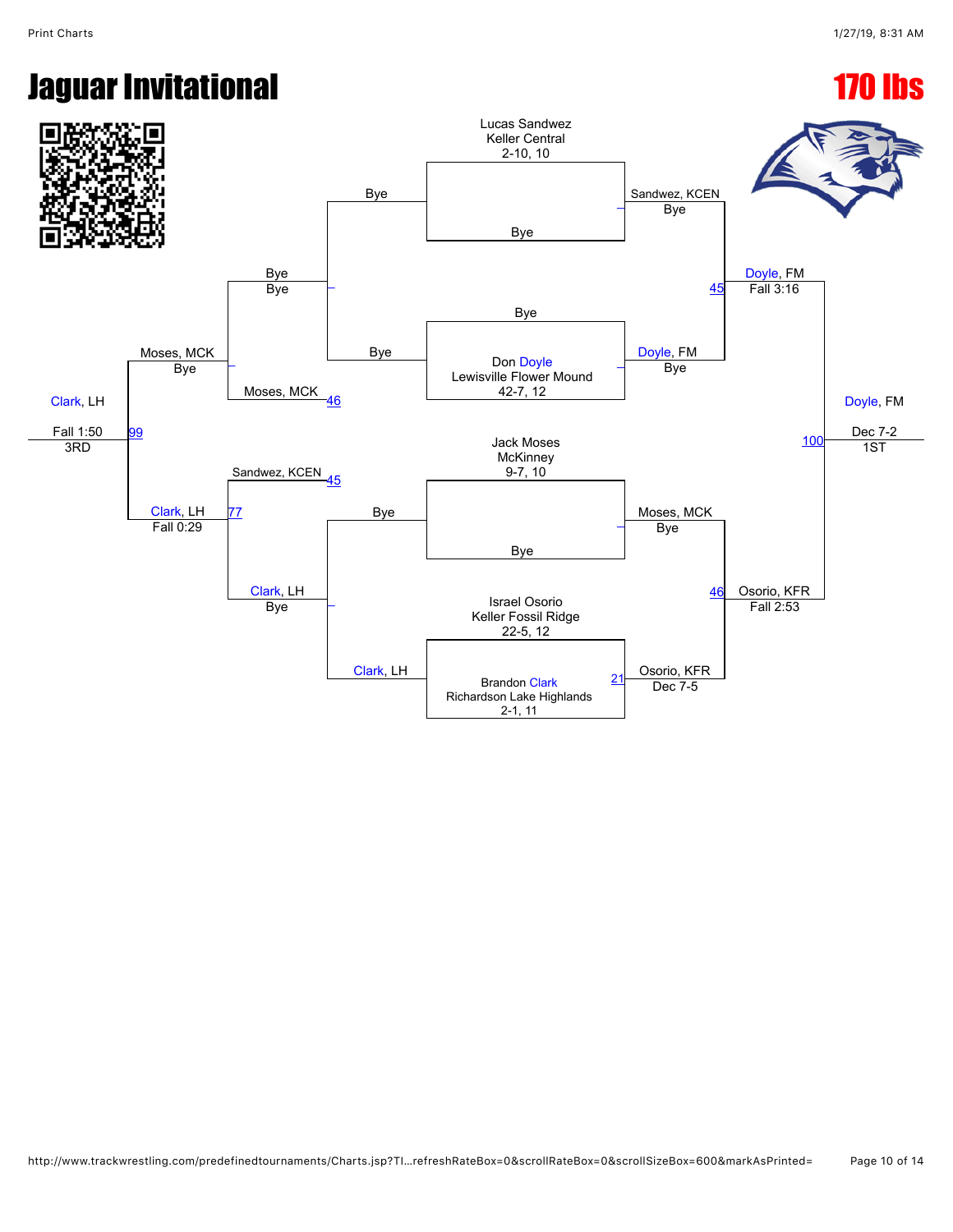# Jaguar Invitational

# 170 lbs

**Championship Bracket**

- Lucas Sandwez, Keller Central, 2-10, 10 vs Bye → Sandwez, KCEN (Bye)
- Bye vs Don Doyle, Lewisville Flower Mound, 42-7, 12 → Doyle, FM (Bye)
- Jack Moses, McKinney, 9-7, 10 vs Bye → Moses, MCK (Bye)
- Israel Osorio, Keller Fossil Ridge, 22-5, 12 vs Brandon Clark, Richardson Lake Highlands, 2-1, 11 (21) → Osorio, KFR (Dec 7-5)

Semifinals:

- 45: Sandwez, KCEN vs Doyle, FM → Doyle, FM (Fall 3:16)
- 46: Moses, MCK vs Osorio, KFR → Osorio, KFR (Fall 2:53)

Final:

- 100: Doyle, FM vs Osorio, KFR → Doyle, FM (Dec 7-2) — 1ST

**Consolation Bracket**

- Bye vs Bye → Bye
- Bye vs Clark, LH → Clark, LH (Bye)
- 46: Moses, MCK vs Bye → Moses, MCK (Bye)
- 45: Sandwez, KCEN vs Clark, LH (77) → Clark, LH (Fall 0:29)

3rd Place:

- 99: Moses, MCK vs Clark, LH → Clark, LH (Fall 1:50) — 3RD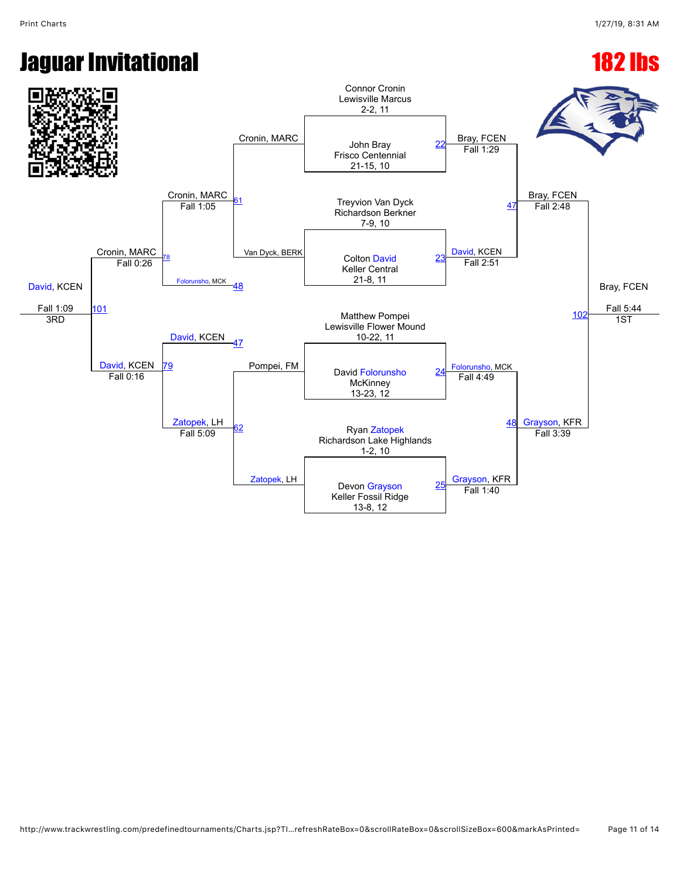# Jaguar Invitational

# 182 lbs

**Championship Bracket**

| Wrestler | Team | Record, Grade |
| --- | --- | --- |
| Connor Cronin | Lewisville Marcus | 2-2, 11 |
| John Bray | Frisco Centennial | 21-15, 10 |
| Treyvion Van Dyck | Richardson Berkner | 7-9, 10 |
| Colton David | Keller Central | 21-8, 11 |
| Matthew Pompei | Lewisville Flower Mound | 10-22, 11 |
| David Folorunsho | McKinney | 13-23, 12 |
| Ryan Zatopek | Richardson Lake Highlands | 1-2, 10 |
| Devon Grayson | Keller Fossil Ridge | 13-8, 12 |

**First Round**

- Match 22: Bray, FCEN — Fall 1:29
- Match 23: David, KCEN — Fall 2:51
- Match 24: Folorunsho, MCK — Fall 4:49
- Match 25: Grayson, KFR — Fall 1:40

**Semifinals**

- Match 47: Bray, FCEN — Fall 2:48
- Match 48: Grayson, KFR — Fall 3:39

**Final**

- Match 102: Bray, FCEN — Fall 5:44 — 1ST

**Consolation Bracket**

- Cronin, MARC
- Van Dyck, BERK
- Match 61: Cronin, MARC — Fall 1:05
- Folorunsho, MCK
- Match 78: Cronin, MARC — Fall 0:26
- Pompei, FM
- Zatopek, LH
- Match 62: Zatopek, LH — Fall 5:09
- David, KCEN
- Match 79: David, KCEN — Fall 0:16
- Match 101: David, KCEN — Fall 1:09 — 3RD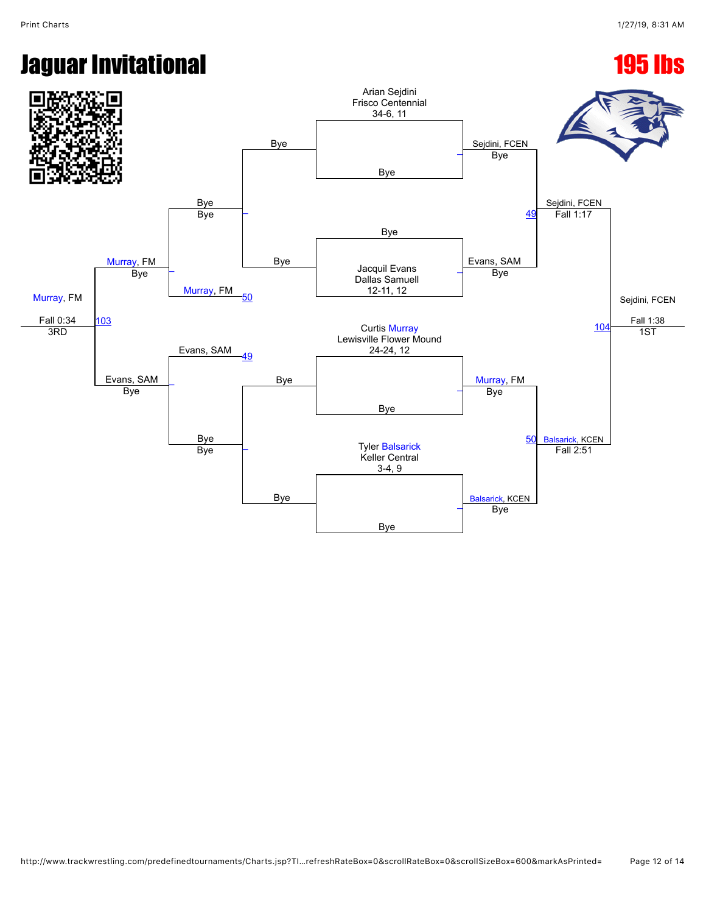# Jaguar Invitational

## 195 lbs

**Championship Bracket**

- Arian Sejdini, Frisco Centennial, 34-6, 11 — Bye
- Bye — Jacquil Evans, Dallas Samuell, 12-11, 12
- Curtis Murray, Lewisville Flower Mound, 24-24, 12 — Bye
- Tyler Balsarick, Keller Central, 3-4, 9 — Bye

Quarterfinals:

- Sejdini, FCEN — Bye
- Evans, SAM — Bye
- Murray, FM — Bye
- Balsarick, KCEN — Bye

Semifinals:

- Match 49: Sejdini, FCEN — Fall 1:17
- Match 50: Balsarick, KCEN — Fall 2:51

Final:

- Match 104: Sejdini, FCEN — Fall 1:38 — 1ST

**Consolation Bracket**

- Bye / Bye — Bye
- Match 50: Murray, FM
- Match 49: Evans, SAM
- Bye / Bye — Bye
- Murray, FM — Bye
- Evans, SAM — Bye

Third Place:

- Match 103: Murray, FM — Fall 0:34 — 3RD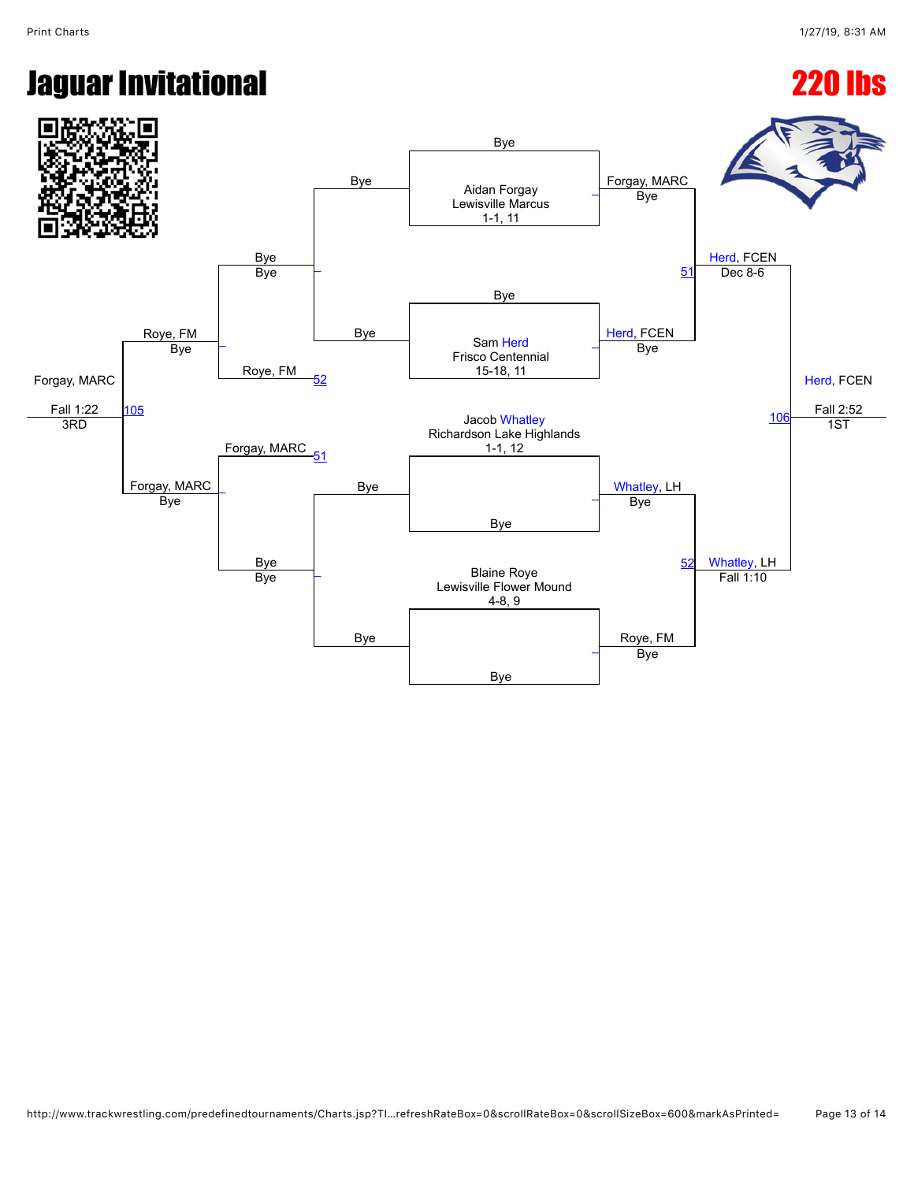# Jaguar Invitational

## 220 lbs

**Championship Bracket**

| Wrestler | School | Record |
| --- | --- | --- |
| Aidan Forgay | Lewisville Marcus | 1-1, 11 |
| Sam Herd | Frisco Centennial | 15-18, 11 |
| Jacob Whatley | Richardson Lake Highlands | 1-1, 12 |
| Blaine Roye | Lewisville Flower Mound | 4-8, 9 |

**First Round**

- Aidan Forgay vs. Bye — Forgay, MARC (Bye)
- Sam Herd vs. Bye — Herd, FCEN (Bye)
- Jacob Whatley vs. Bye — Whatley, LH (Bye)
- Blaine Roye vs. Bye — Roye, FM (Bye)

**Semifinals**

- Match 51: Herd, FCEN over Forgay, MARC — Dec 8-6
- Match 52: Whatley, LH over Roye, FM — Fall 1:10

**Final**

- Match 106: Herd, FCEN — Fall 2:52 — 1ST

**Consolation Bracket**

- Bye vs. Bye
- Match 52 loser: Roye, FM — Roye, FM (Bye)
- Match 51 loser: Forgay, MARC — Forgay, MARC (Bye)
- Bye vs. Bye

**3rd Place**

- Match 105: Forgay, MARC — Fall 1:22 — 3RD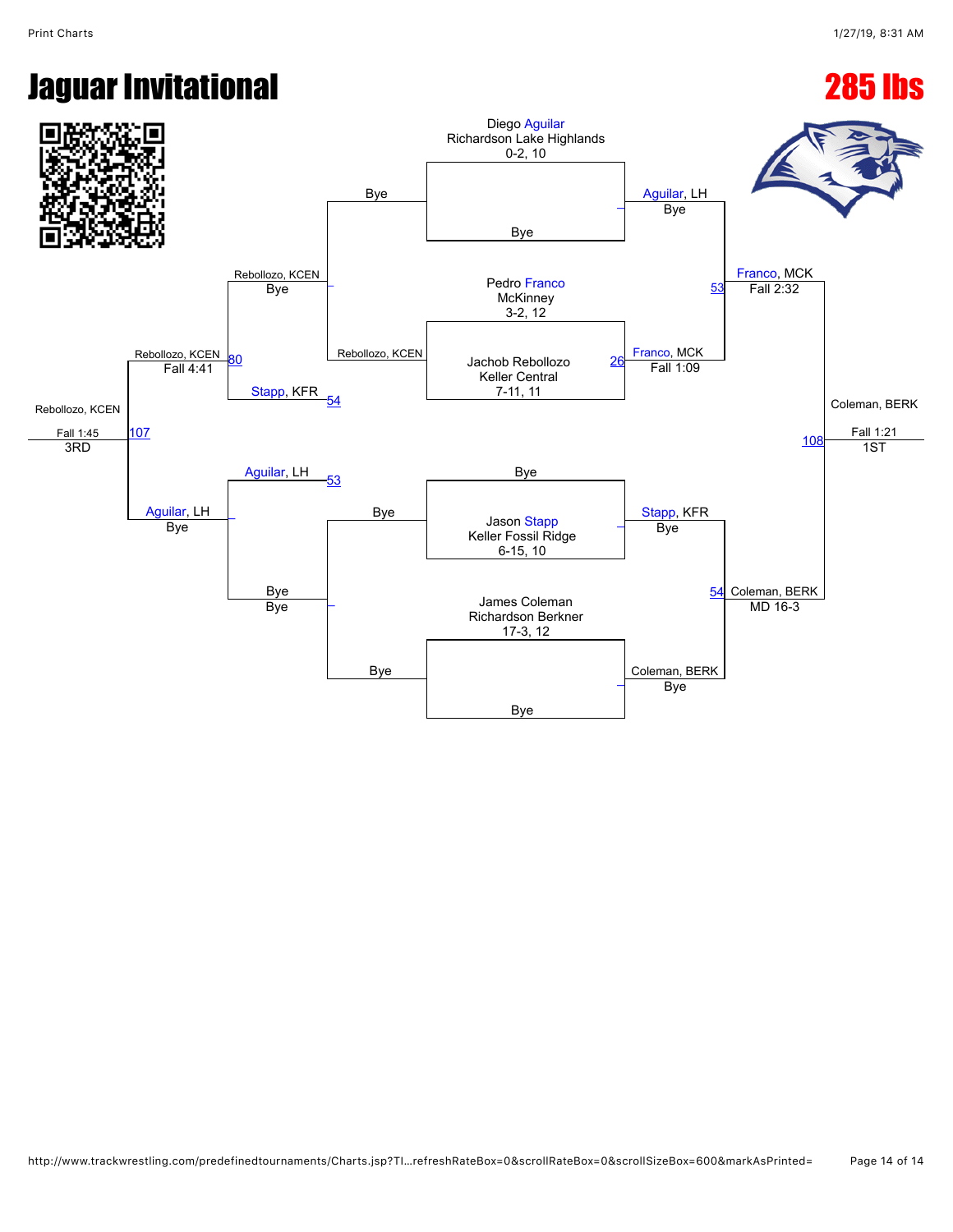# Jaguar Invitational

## 285 lbs

Diego Aguilar
Richardson Lake Highlands
0-2, 10

Bye

Bye

Aguilar, LH
Bye

Pedro Franco
McKinney
3-2, 12

Rebollozo, KCEN
Bye

Rebollozo, KCEN

Jachob Rebollozo
Keller Central
7-11, 11

26

Franco, MCK
Fall 1:09

53

Franco, MCK
Fall 2:32

Rebollozo, KCEN
Fall 4:41

80

Stapp, KFR

54

Rebollozo, KCEN

Fall 1:45
3RD

107

Coleman, BERK

108

Fall 1:21
1ST

Aguilar, LH

53

Bye

Bye

Jason Stapp
Keller Fossil Ridge
6-15, 10

Stapp, KFR
Bye

Aguilar, LH
Bye

Bye
Bye

54

Coleman, BERK
MD 16-3

James Coleman
Richardson Berkner
17-3, 12

Bye

Coleman, BERK
Bye

Bye